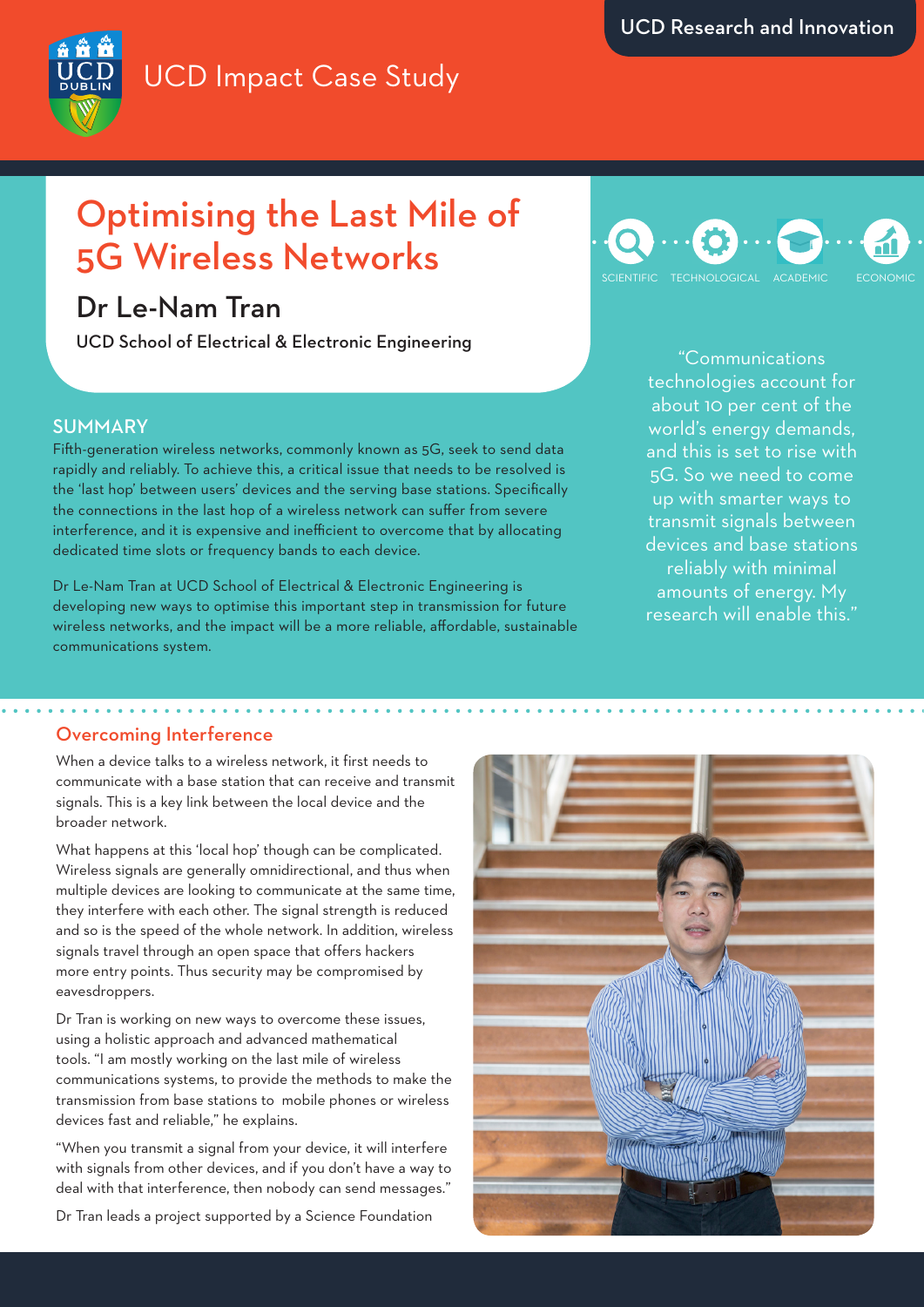UCD Research and Innovation

UCD Impact Case Study

# Optimising the Last Mile of 5G Wireless Networks

## Dr Le-Nam Tran

UCD School of Electrical & Electronic Engineering

SCIENTIFIC TECHNOLOGICAL ACADEMIC ECONOMIC

## SUMMARY

Fifth-generation wireless networks, commonly known as 5G, seek to send data rapidly and reliably. To achieve this, a critical issue that needs to be resolved is the 'last hop' between users' devices and the serving base stations. Specifically the connections in the last hop of a wireless network can suffer from severe interference, and it is expensive and inefficient to overcome that by allocating dedicated time slots or frequency bands to each device.

Dr Le-Nam Tran at UCD School of Electrical & Electronic Engineering is developing new ways to optimise this important step in transmission for future wireless networks, and the impact will be a more reliable, affordable, sustainable communications system.

"Communications technologies account for about 10 per cent of the world's energy demands, and this is set to rise with 5G. So we need to come up with smarter ways to transmit signals between devices and base stations reliably with minimal amounts of energy. My research will enable this."

## Overcoming Interference

When a device talks to a wireless network, it first needs to communicate with a base station that can receive and transmit signals. This is a key link between the local device and the broader network.

What happens at this 'local hop' though can be complicated. Wireless signals are generally omnidirectional, and thus when multiple devices are looking to communicate at the same time, they interfere with each other. The signal strength is reduced and so is the speed of the whole network. In addition, wireless signals travel through an open space that offers hackers more entry points. Thus security may be compromised by eavesdroppers.

Dr Tran is working on new ways to overcome these issues, using a holistic approach and advanced mathematical tools. "I am mostly working on the last mile of wireless communications systems, to provide the methods to make the transmission from base stations to mobile phones or wireless devices fast and reliable," he explains.

"When you transmit a signal from your device, it will interfere with signals from other devices, and if you don't have a way to deal with that interference, then nobody can send messages."

Dr Tran leads a project supported by a Science Foundation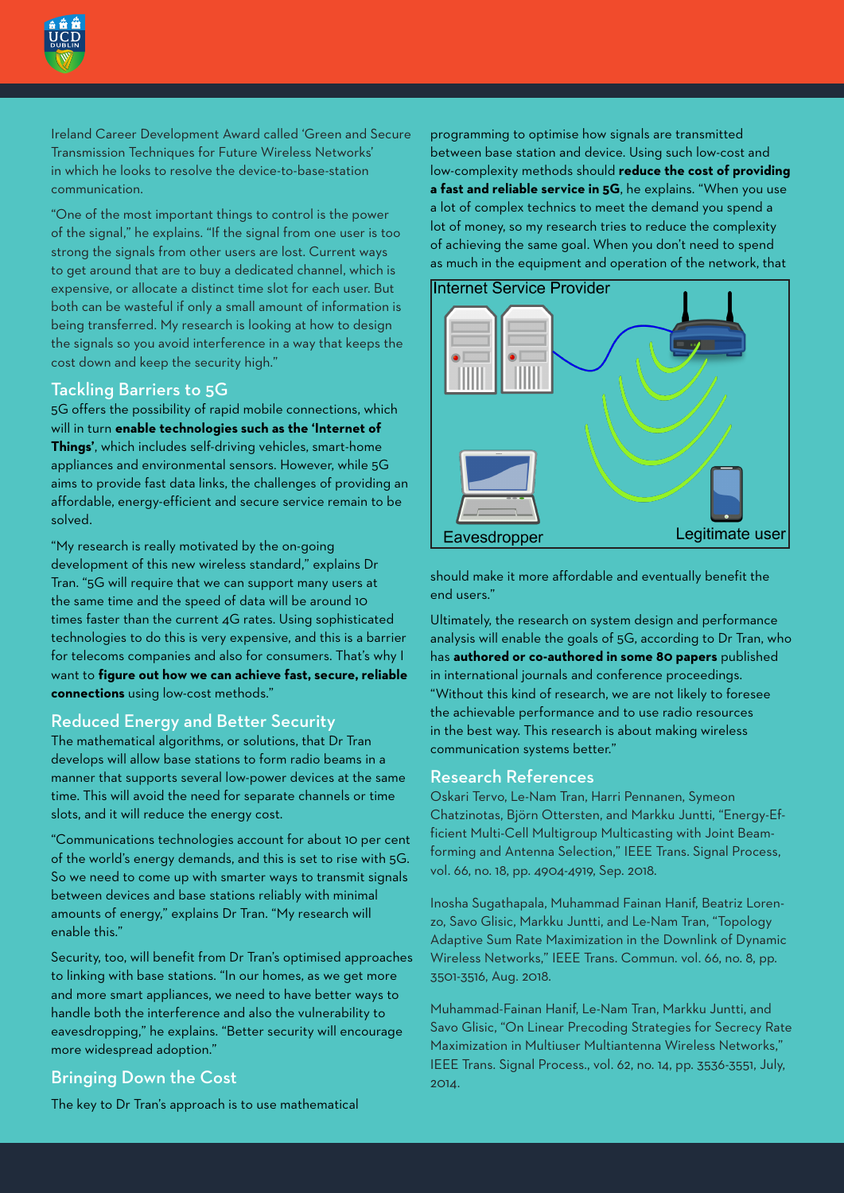Ireland Career Development Award called 'Green and Secure Transmission Techniques for Future Wireless Networks' in which he looks to resolve the device-to-base-station communication.

"One of the most important things to control is the power of the signal," he explains. "If the signal from one user is too strong the signals from other users are lost. Current ways to get around that are to buy a dedicated channel, which is expensive, or allocate a distinct time slot for each user. But both can be wasteful if only a small amount of information is being transferred. My research is looking at how to design the signals so you avoid interference in a way that keeps the cost down and keep the security high."

## Tackling Barriers to 5G

5G offers the possibility of rapid mobile connections, which will in turn **enable technologies such as the 'Internet of Things'**, which includes self-driving vehicles, smart-home appliances and environmental sensors. However, while 5G aims to provide fast data links, the challenges of providing an affordable, energy-efficient and secure service remain to be solved.

"My research is really motivated by the on-going development of this new wireless standard," explains Dr Tran. "5G will require that we can support many users at the same time and the speed of data will be around 10 times faster than the current 4G rates. Using sophisticated technologies to do this is very expensive, and this is a barrier for telecoms companies and also for consumers. That's why I want to **figure out how we can achieve fast, secure, reliable connections** using low-cost methods."

## Reduced Energy and Better Security

The mathematical algorithms, or solutions, that Dr Tran develops will allow base stations to form radio beams in a manner that supports several low-power devices at the same time. This will avoid the need for separate channels or time slots, and it will reduce the energy cost.

"Communications technologies account for about 10 per cent of the world's energy demands, and this is set to rise with 5G. So we need to come up with smarter ways to transmit signals between devices and base stations reliably with minimal amounts of energy," explains Dr Tran. "My research will enable this."

Security, too, will benefit from Dr Tran's optimised approaches to linking with base stations. "In our homes, as we get more and more smart appliances, we need to have better ways to handle both the interference and also the vulnerability to eavesdropping," he explains. "Better security will encourage more widespread adoption."

## Bringing Down the Cost

The key to Dr Tran's approach is to use mathematical programming to optimise how signals are transmitted between base station and device. Using such low-cost and low-complexity methods should **reduce the cost of providing a fast and reliable service in 5G**, he explains. "When you use a lot of complex technics to meet the demand you spend a lot of money, so my research tries to reduce the complexity of achieving the same goal. When you don't need to spend as much in the equipment and operation of the network, that

Internet Service Provider

Eavesdropper

Legitimate user

should make it more affordable and eventually benefit the end users."

Ultimately, the research on system design and performance analysis will enable the goals of 5G, according to Dr Tran, who has **authored or co-authored in some 80 papers** published in international journals and conference proceedings. "Without this kind of research, we are not likely to foresee the achievable performance and to use radio resources in the best way. This research is about making wireless communication systems better."

## Research References

Oskari Tervo, Le-Nam Tran, Harri Pennanen, Symeon Chatzinotas, Björn Ottersten, and Markku Juntti, "Energy-Efficient Multi-Cell Multigroup Multicasting with Joint Beamforming and Antenna Selection," IEEE Trans. Signal Process, vol. 66, no. 18, pp. 4904-4919, Sep. 2018.

Inosha Sugathapala, Muhammad Fainan Hanif, Beatriz Lorenzo, Savo Glisic, Markku Juntti, and Le-Nam Tran, "Topology Adaptive Sum Rate Maximization in the Downlink of Dynamic Wireless Networks," IEEE Trans. Commun. vol. 66, no. 8, pp. 3501-3516, Aug. 2018.

Muhammad-Fainan Hanif, Le-Nam Tran, Markku Juntti, and Savo Glisic, "On Linear Precoding Strategies for Secrecy Rate Maximization in Multiuser Multiantenna Wireless Networks," IEEE Trans. Signal Process., vol. 62, no. 14, pp. 3536-3551, July, 2014.